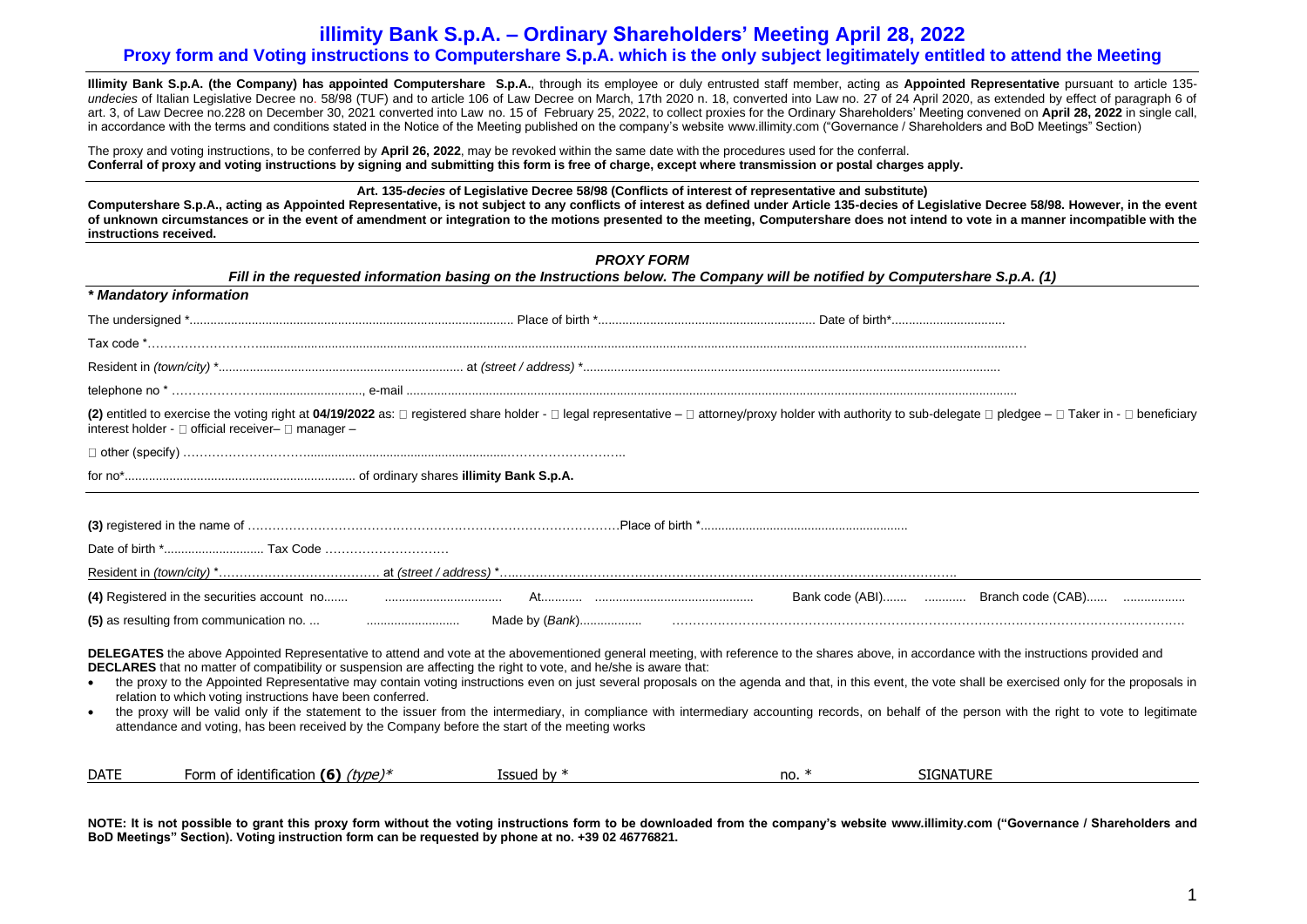# illimity Bank S.p.A. – Ordinary Shareholders' Meeting April 28, 2022

## Proxy form and Voting instructions to Computershare S.p.A. which is the only subject legitimately entitled to attend the Meeting

**Illimity Bank S.p.A. (the Company) has appointed Computershare S.p.A.**, through its employee or duly entrusted staff member, acting as **Appointed Representative** pursuant to article 135-*undecies* of Italian Legislative Decree no. 58/98 (TUF) and to article 106 of Law Decree on March, 17th 2020 n. 18, converted into Law no. 27 of 24 April 2020, as extended by effect of paragraph 6 of art. 3, of Law Decree no.228 on December 30, 2021 converted into Law no. 15 of February 25, 2022, to collect proxies for the Ordinary Shareholders' Meeting convened on **April 28, 2022** in single call, in accordance with the terms and conditions stated in the Notice of the Meeting published on the company's website www.illimity.com ("Governance / Shareholders and BoD Meetings" Section)

The proxy and voting instructions, to be conferred by **April 26, 2022**, may be revoked within the same date with the procedures used for the conferral.
**Conferral of proxy and voting instructions by signing and submitting this form is free of charge, except where transmission or postal charges apply.**

**Art. 135-*decies* of Legislative Decree 58/98 (Conflicts of interest of representative and substitute)**
**Computershare S.p.A., acting as Appointed Representative, is not subject to any conflicts of interest as defined under Article 135-decies of Legislative Decree 58/98. However, in the event of unknown circumstances or in the event of amendment or integration to the motions presented to the meeting, Computershare does not intend to vote in a manner incompatible with the instructions received.**

### *PROXY FORM*

***Fill in the requested information basing on the Instructions below. The Company will be notified by Computershare S.p.A. (1)***

***\* Mandatory information***

The undersigned \*.............................................................................................. Place of birth \*............................................................... Date of birth\*.................................

Tax code \*……………………........................................................................................................................................................................................................................

Resident in *(town/city)* \*....................................................................... at *(street / address)* \*.........................................................................................................

telephone no \* …………………..........................., e-mail ..............................................................................................................................................................

**(2)** entitled to exercise the voting right at **04/19/2022** as: □ registered share holder - □ legal representative – □ attorney/proxy holder with authority to sub-delegate □ pledgee – □ Taker in - □ beneficiary interest holder - □ official receiver– □ manager –

□ other (specify) …………………………..............................................................………………………..

for no\*................................................................... of ordinary shares **illimity Bank S.p.A.**

**(3)** registered in the name of ……………………………………………………………………………….Place of birth \*...........................................................

Date of birth \*............................ Tax Code …………………………

Resident in *(town/city)* \*………………………………… at *(street / address)* \*…..………………………………………………………………………………………….

**(4)** Registered in the securities account no....... ................................. At............ ............................................. Bank code (ABI)....... ........... Branch code (CAB)...... .................

**(5)** as resulting from communication no. ... .......................... Made by (*Bank*).................. ……………………………………………………………………………………………………

**DELEGATES** the above Appointed Representative to attend and vote at the abovementioned general meeting, with reference to the shares above, in accordance with the instructions provided and
**DECLARES** that no matter of compatibility or suspension are affecting the right to vote, and he/she is aware that:

- the proxy to the Appointed Representative may contain voting instructions even on just several proposals on the agenda and that, in this event, the vote shall be exercised only for the proposals in relation to which voting instructions have been conferred.
- the proxy will be valid only if the statement to the issuer from the intermediary, in compliance with intermediary accounting records, on behalf of the person with the right to vote to legitimate attendance and voting, has been received by the Company before the start of the meeting works

| DATE | Form of identification **(6)** *(type)\** | Issued by \* | no. \* | SIGNATURE |
|---|---|---|---|---|

**NOTE: It is not possible to grant this proxy form without the voting instructions form to be downloaded from the company's website www.illimity.com ("Governance / Shareholders and BoD Meetings" Section). Voting instruction form can be requested by phone at no. +39 02 46776821.**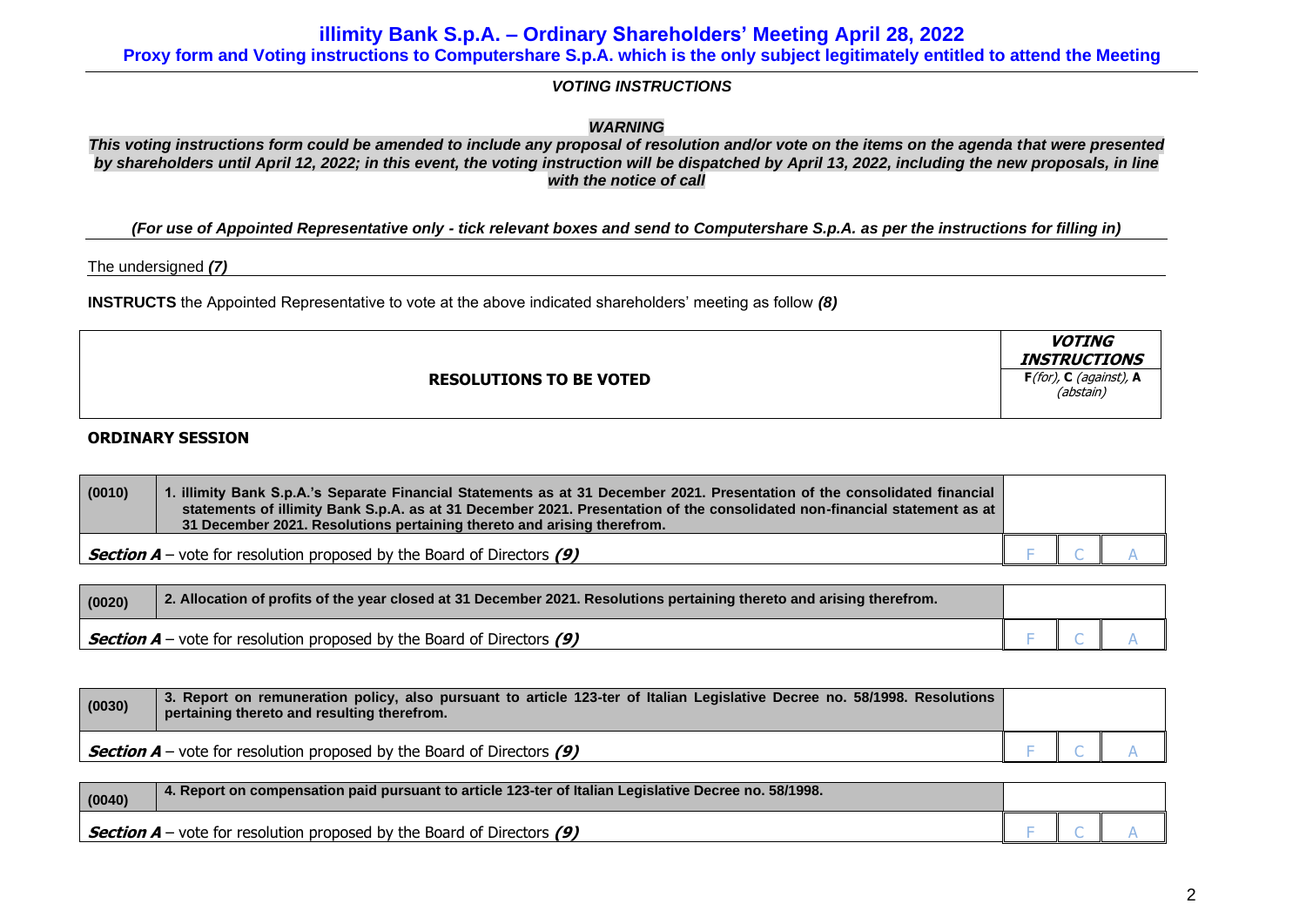## illimity Bank S.p.A. – Ordinary Shareholders' Meeting April 28, 2022

**Proxy form and Voting instructions to Computershare S.p.A. which is the only subject legitimately entitled to attend the Meeting**

***VOTING INSTRUCTIONS***

***WARNING***

***This voting instructions form could be amended to include any proposal of resolution and/or vote on the items on the agenda that were presented by shareholders until April 12, 2022; in this event, the voting instruction will be dispatched by April 13, 2022, including the new proposals, in line with the notice of call***

***(For use of Appointed Representative only - tick relevant boxes and send to Computershare S.p.A. as per the instructions for filling in)***

The undersigned ***(7)***

**INSTRUCTS** the Appointed Representative to vote at the above indicated shareholders' meeting as follow ***(8)***

| RESOLUTIONS TO BE VOTED | VOTING INSTRUCTIONS F(for), C (against), A (abstain) |
|---|---|

**ORDINARY SESSION**

| (0010) | 1. illimity Bank S.p.A.'s Separate Financial Statements as at 31 December 2021. Presentation of the consolidated financial statements of illimity Bank S.p.A. as at 31 December 2021. Presentation of the consolidated non-financial statement as at 31 December 2021. Resolutions pertaining thereto and arising therefrom. | | | |
|---|---|---|---|---|
| ***Section A*** – vote for resolution proposed by the Board of Directors ***(9)*** | | F | C | A |

| (0020) | 2. Allocation of profits of the year closed at 31 December 2021. Resolutions pertaining thereto and arising therefrom. | | | |
|---|---|---|---|---|
| ***Section A*** – vote for resolution proposed by the Board of Directors ***(9)*** | | F | C | A |

| (0030) | 3. Report on remuneration policy, also pursuant to article 123-ter of Italian Legislative Decree no. 58/1998. Resolutions pertaining thereto and resulting therefrom. | | | |
|---|---|---|---|---|
| ***Section A*** – vote for resolution proposed by the Board of Directors ***(9)*** | | F | C | A |

| (0040) | 4. Report on compensation paid pursuant to article 123-ter of Italian Legislative Decree no. 58/1998. | | | |
|---|---|---|---|---|
| ***Section A*** – vote for resolution proposed by the Board of Directors ***(9)*** | | F | C | A |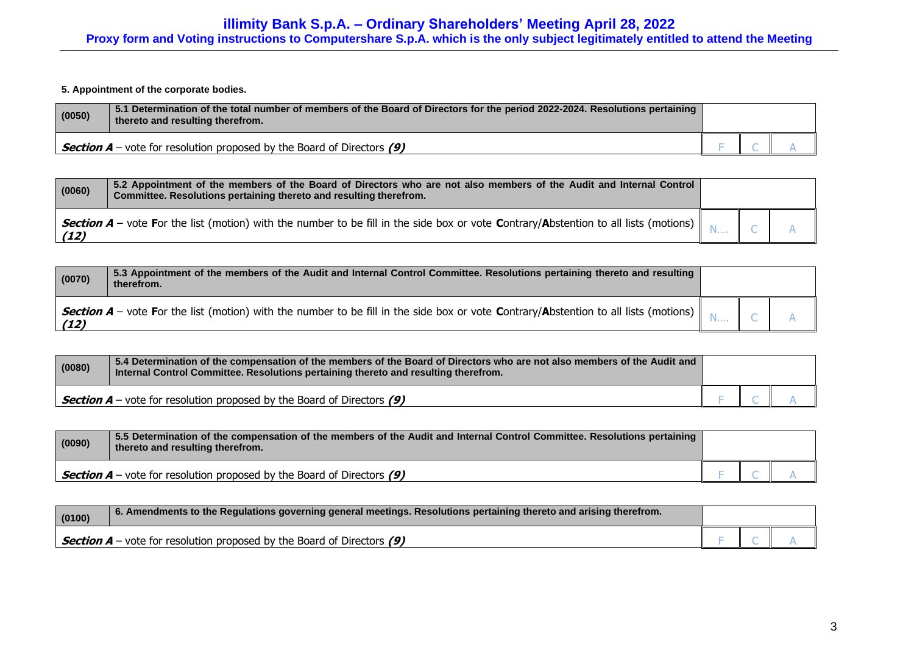**5. Appointment of the corporate bodies.**

| (0050) | **5.1 Determination of the total number of members of the Board of Directors for the period 2022-2024. Resolutions pertaining thereto and resulting therefrom.** | | | |
|---|---|---|---|---|
| ***Section A*** – vote for resolution proposed by the Board of Directors ***(9)*** | | F | C | A |

| (0060) | **5.2 Appointment of the members of the Board of Directors who are not also members of the Audit and Internal Control Committee. Resolutions pertaining thereto and resulting therefrom.** | | | |
|---|---|---|---|---|
| ***Section A*** – vote **F**or the list (motion) with the number to be fill in the side box or vote **C**ontrary/**A**bstention to all lists (motions) ***(12)*** | | N.... | C | A |

| (0070) | **5.3 Appointment of the members of the Audit and Internal Control Committee. Resolutions pertaining thereto and resulting therefrom.** | | | |
|---|---|---|---|---|
| ***Section A*** – vote **F**or the list (motion) with the number to be fill in the side box or vote **C**ontrary/**A**bstention to all lists (motions) ***(12)*** | | N.... | C | A |

| (0080) | **5.4 Determination of the compensation of the members of the Board of Directors who are not also members of the Audit and Internal Control Committee. Resolutions pertaining thereto and resulting therefrom.** | | | |
|---|---|---|---|---|
| ***Section A*** – vote for resolution proposed by the Board of Directors ***(9)*** | | F | C | A |

| (0090) | **5.5 Determination of the compensation of the members of the Audit and Internal Control Committee. Resolutions pertaining thereto and resulting therefrom.** | | | |
|---|---|---|---|---|
| ***Section A*** – vote for resolution proposed by the Board of Directors ***(9)*** | | F | C | A |

| (0100) | **6. Amendments to the Regulations governing general meetings. Resolutions pertaining thereto and arising therefrom.** | | | |
|---|---|---|---|---|
| ***Section A*** – vote for resolution proposed by the Board of Directors ***(9)*** | | F | C | A |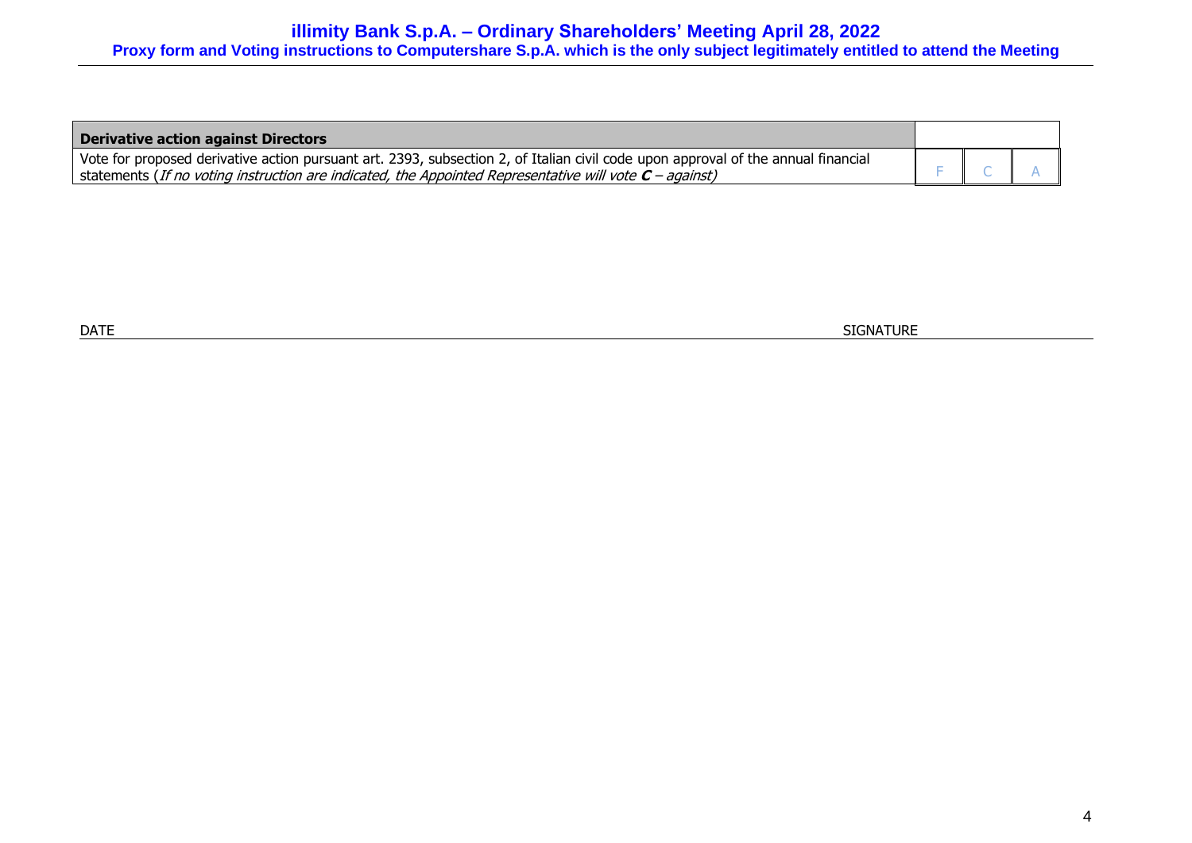| Derivative action against Directors | | | |
|---|---|---|---|
| Vote for proposed derivative action pursuant art. 2393, subsection 2, of Italian civil code upon approval of the annual financial statements (*If no voting instruction are indicated, the Appointed Representative will vote **C** – against)* | F | C | A |

DATE SIGNATURE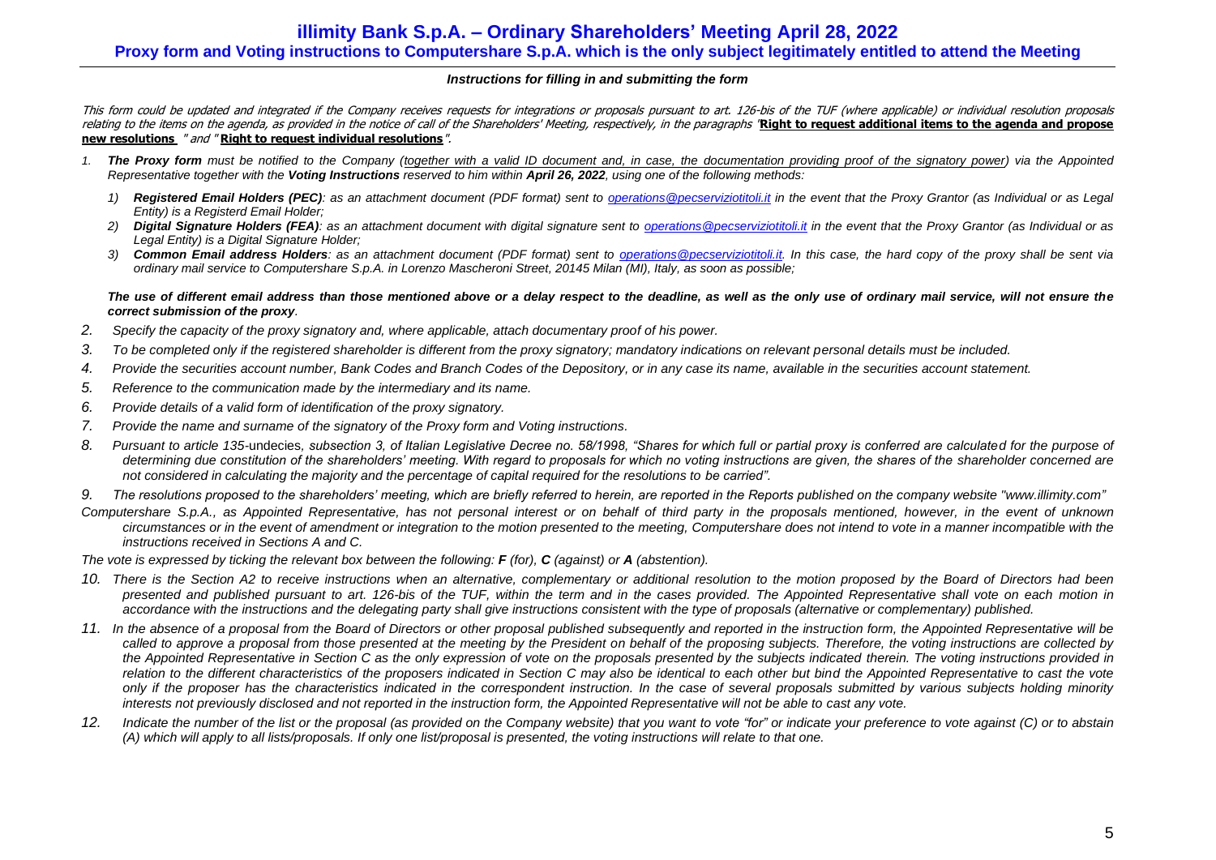# illimity Bank S.p.A. – Ordinary Shareholders' Meeting April 28, 2022

## Proxy form and Voting instructions to Computershare S.p.A. which is the only subject legitimately entitled to attend the Meeting

### *Instructions for filling in and submitting the form*

*This form could be updated and integrated if the Company receives requests for integrations or proposals pursuant to art. 126-bis of the TUF (where applicable) or individual resolution proposals relating to the items on the agenda, as provided in the notice of call of the Shareholders' Meeting, respectively, in the paragraphs "**Right to request additional items to the agenda and propose new resolutions** " and "**Right to request individual resolutions**".*

1. ***The Proxy form** must be notified to the Company (together with a valid ID document and, in case, the documentation providing proof of the signatory power) via the Appointed Representative together with the **Voting Instructions** reserved to him within **April 26, 2022**, using one of the following methods:*
   1) ***Registered Email Holders (PEC)**: as an attachment document (PDF format) sent to operations@pecserviziotitoli.it in the event that the Proxy Grantor (as Individual or as Legal Entity) is a Registerd Email Holder;*
   2) ***Digital Signature Holders (FEA)**: as an attachment document with digital signature sent to operations@pecserviziotitoli.it in the event that the Proxy Grantor (as Individual or as Legal Entity) is a Digital Signature Holder;*
   3) ***Common Email address Holders**: as an attachment document (PDF format) sent to operations@pecserviziotitoli.it. In this case, the hard copy of the proxy shall be sent via ordinary mail service to Computershare S.p.A. in Lorenzo Mascheroni Street, 20145 Milan (MI), Italy, as soon as possible;*

***The use of different email address than those mentioned above or a delay respect to the deadline, as well as the only use of ordinary mail service, will not ensure the correct submission of the proxy**.*

2. *Specify the capacity of the proxy signatory and, where applicable, attach documentary proof of his power.*
3. *To be completed only if the registered shareholder is different from the proxy signatory; mandatory indications on relevant personal details must be included.*
4. *Provide the securities account number, Bank Codes and Branch Codes of the Depository, or in any case its name, available in the securities account statement.*
5. *Reference to the communication made by the intermediary and its name.*
6. *Provide details of a valid form of identification of the proxy signatory.*
7. *Provide the name and surname of the signatory of the Proxy form and Voting instructions.*
8. *Pursuant to article 135-*undecies*, subsection 3, of Italian Legislative Decree no. 58/1998, "Shares for which full or partial proxy is conferred are calculated for the purpose of determining due constitution of the shareholders' meeting. With regard to proposals for which no voting instructions are given, the shares of the shareholder concerned are not considered in calculating the majority and the percentage of capital required for the resolutions to be carried".*
9. *The resolutions proposed to the shareholders' meeting, which are briefly referred to herein, are reported in the Reports published on the company website "www.illimity.com"*

*Computershare S.p.A., as Appointed Representative, has not personal interest or on behalf of third party in the proposals mentioned, however, in the event of unknown circumstances or in the event of amendment or integration to the motion presented to the meeting, Computershare does not intend to vote in a manner incompatible with the instructions received in Sections A and C.*

*The vote is expressed by ticking the relevant box between the following: **F** (for), **C** (against) or **A** (abstention).*

10. *There is the Section A2 to receive instructions when an alternative, complementary or additional resolution to the motion proposed by the Board of Directors had been presented and published pursuant to art. 126-bis of the TUF, within the term and in the cases provided. The Appointed Representative shall vote on each motion in accordance with the instructions and the delegating party shall give instructions consistent with the type of proposals (alternative or complementary) published.*
11. *In the absence of a proposal from the Board of Directors or other proposal published subsequently and reported in the instruction form, the Appointed Representative will be called to approve a proposal from those presented at the meeting by the President on behalf of the proposing subjects. Therefore, the voting instructions are collected by the Appointed Representative in Section C as the only expression of vote on the proposals presented by the subjects indicated therein. The voting instructions provided in relation to the different characteristics of the proposers indicated in Section C may also be identical to each other but bind the Appointed Representative to cast the vote only if the proposer has the characteristics indicated in the correspondent instruction. In the case of several proposals submitted by various subjects holding minority interests not previously disclosed and not reported in the instruction form, the Appointed Representative will not be able to cast any vote.*
12. *Indicate the number of the list or the proposal (as provided on the Company website) that you want to vote "for" or indicate your preference to vote against (C) or to abstain (A) which will apply to all lists/proposals. If only one list/proposal is presented, the voting instructions will relate to that one.*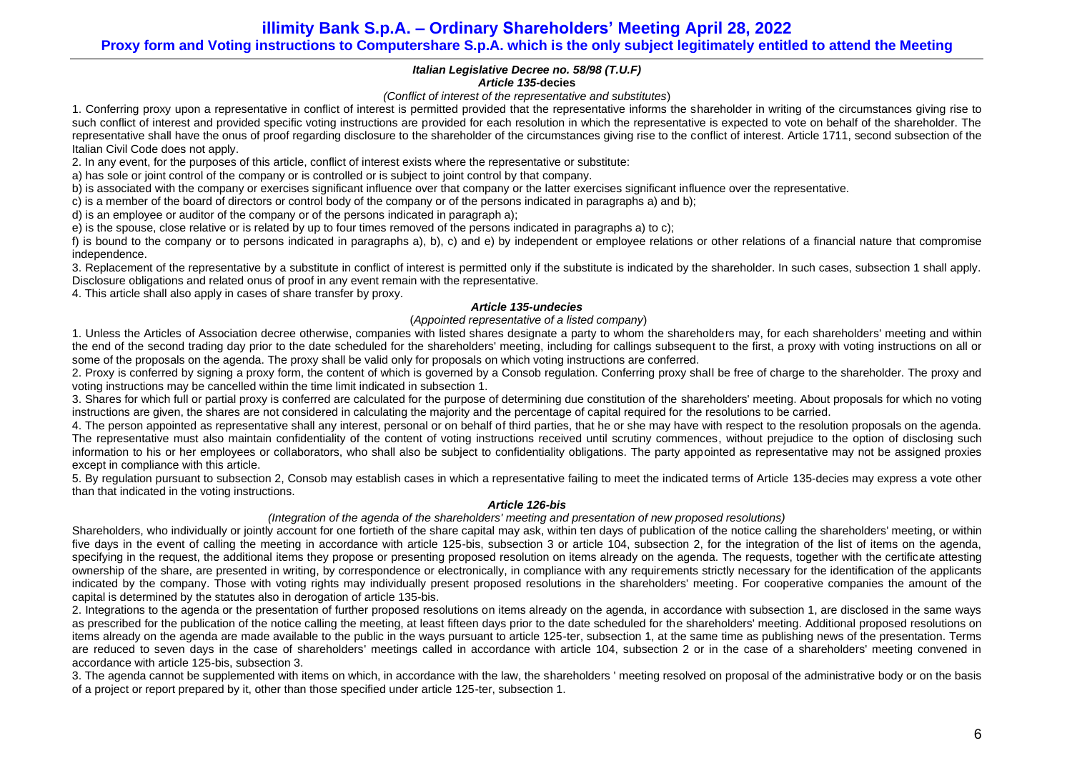# illimity Bank S.p.A. – Ordinary Shareholders' Meeting April 28, 2022

**Proxy form and Voting instructions to Computershare S.p.A. which is the only subject legitimately entitled to attend the Meeting**

***Italian Legislative Decree no. 58/98 (T.U.F)***
***Article 135*-decies**

*(Conflict of interest of the representative and substitutes*)

1. Conferring proxy upon a representative in conflict of interest is permitted provided that the representative informs the shareholder in writing of the circumstances giving rise to such conflict of interest and provided specific voting instructions are provided for each resolution in which the representative is expected to vote on behalf of the shareholder. The representative shall have the onus of proof regarding disclosure to the shareholder of the circumstances giving rise to the conflict of interest. Article 1711, second subsection of the Italian Civil Code does not apply.

2. In any event, for the purposes of this article, conflict of interest exists where the representative or substitute:

a) has sole or joint control of the company or is controlled or is subject to joint control by that company.

b) is associated with the company or exercises significant influence over that company or the latter exercises significant influence over the representative.

c) is a member of the board of directors or control body of the company or of the persons indicated in paragraphs a) and b);

d) is an employee or auditor of the company or of the persons indicated in paragraph a);

e) is the spouse, close relative or is related by up to four times removed of the persons indicated in paragraphs a) to c);

f) is bound to the company or to persons indicated in paragraphs a), b), c) and e) by independent or employee relations or other relations of a financial nature that compromise independence.

3. Replacement of the representative by a substitute in conflict of interest is permitted only if the substitute is indicated by the shareholder. In such cases, subsection 1 shall apply. Disclosure obligations and related onus of proof in any event remain with the representative.

4. This article shall also apply in cases of share transfer by proxy.

***Article 135-undecies***

(*Appointed representative of a listed company*)

1. Unless the Articles of Association decree otherwise, companies with listed shares designate a party to whom the shareholders may, for each shareholders' meeting and within the end of the second trading day prior to the date scheduled for the shareholders' meeting, including for callings subsequent to the first, a proxy with voting instructions on all or some of the proposals on the agenda. The proxy shall be valid only for proposals on which voting instructions are conferred.

2. Proxy is conferred by signing a proxy form, the content of which is governed by a Consob regulation. Conferring proxy shall be free of charge to the shareholder. The proxy and voting instructions may be cancelled within the time limit indicated in subsection 1.

3. Shares for which full or partial proxy is conferred are calculated for the purpose of determining due constitution of the shareholders' meeting. About proposals for which no voting instructions are given, the shares are not considered in calculating the majority and the percentage of capital required for the resolutions to be carried.

4. The person appointed as representative shall any interest, personal or on behalf of third parties, that he or she may have with respect to the resolution proposals on the agenda. The representative must also maintain confidentiality of the content of voting instructions received until scrutiny commences, without prejudice to the option of disclosing such information to his or her employees or collaborators, who shall also be subject to confidentiality obligations. The party appointed as representative may not be assigned proxies except in compliance with this article.

5. By regulation pursuant to subsection 2, Consob may establish cases in which a representative failing to meet the indicated terms of Article 135-decies may express a vote other than that indicated in the voting instructions.

***Article 126-bis***

*(Integration of the agenda of the shareholders' meeting and presentation of new proposed resolutions)*

Shareholders, who individually or jointly account for one fortieth of the share capital may ask, within ten days of publication of the notice calling the shareholders' meeting, or within five days in the event of calling the meeting in accordance with article 125-bis, subsection 3 or article 104, subsection 2, for the integration of the list of items on the agenda, specifying in the request, the additional items they propose or presenting proposed resolution on items already on the agenda. The requests, together with the certificate attesting ownership of the share, are presented in writing, by correspondence or electronically, in compliance with any requirements strictly necessary for the identification of the applicants indicated by the company. Those with voting rights may individually present proposed resolutions in the shareholders' meeting. For cooperative companies the amount of the capital is determined by the statutes also in derogation of article 135-bis.

2. Integrations to the agenda or the presentation of further proposed resolutions on items already on the agenda, in accordance with subsection 1, are disclosed in the same ways as prescribed for the publication of the notice calling the meeting, at least fifteen days prior to the date scheduled for the shareholders' meeting. Additional proposed resolutions on items already on the agenda are made available to the public in the ways pursuant to article 125-ter, subsection 1, at the same time as publishing news of the presentation. Terms are reduced to seven days in the case of shareholders' meetings called in accordance with article 104, subsection 2 or in the case of a shareholders' meeting convened in accordance with article 125-bis, subsection 3.

3. The agenda cannot be supplemented with items on which, in accordance with the law, the shareholders ' meeting resolved on proposal of the administrative body or on the basis of a project or report prepared by it, other than those specified under article 125-ter, subsection 1.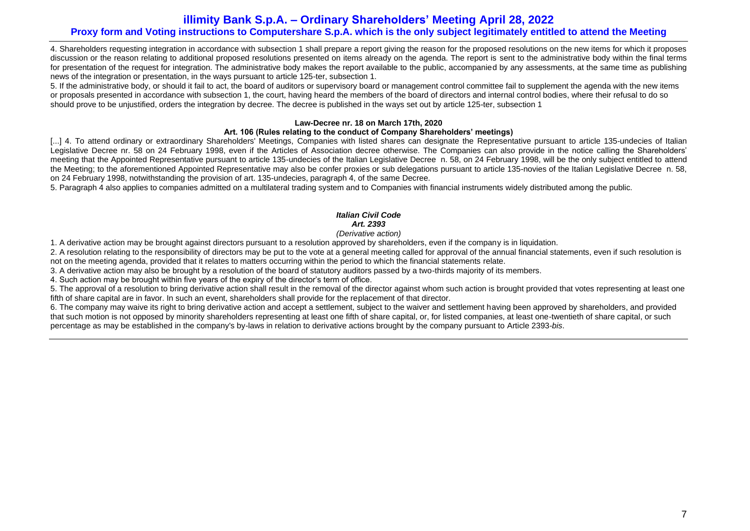4. Shareholders requesting integration in accordance with subsection 1 shall prepare a report giving the reason for the proposed resolutions on the new items for which it proposes discussion or the reason relating to additional proposed resolutions presented on items already on the agenda. The report is sent to the administrative body within the final terms for presentation of the request for integration. The administrative body makes the report available to the public, accompanied by any assessments, at the same time as publishing news of the integration or presentation, in the ways pursuant to article 125-ter, subsection 1.

5. If the administrative body, or should it fail to act, the board of auditors or supervisory board or management control committee fail to supplement the agenda with the new items or proposals presented in accordance with subsection 1, the court, having heard the members of the board of directors and internal control bodies, where their refusal to do so should prove to be unjustified, orders the integration by decree. The decree is published in the ways set out by article 125-ter, subsection 1

**Law-Decree nr. 18 on March 17th, 2020**

**Art. 106 (Rules relating to the conduct of Company Shareholders' meetings)**

[...] 4. To attend ordinary or extraordinary Shareholders' Meetings, Companies with listed shares can designate the Representative pursuant to article 135-undecies of Italian Legislative Decree nr. 58 on 24 February 1998, even if the Articles of Association decree otherwise. The Companies can also provide in the notice calling the Shareholders' meeting that the Appointed Representative pursuant to article 135-undecies of the Italian Legislative Decree n. 58, on 24 February 1998, will be the only subject entitled to attend the Meeting; to the aforementioned Appointed Representative may also be confer proxies or sub delegations pursuant to article 135-novies of the Italian Legislative Decree n. 58, on 24 February 1998, notwithstanding the provision of art. 135-undecies, paragraph 4, of the same Decree.

5. Paragraph 4 also applies to companies admitted on a multilateral trading system and to Companies with financial instruments widely distributed among the public.

***Italian Civil Code***

***Art. 2393***

*(Derivative action)*

1. A derivative action may be brought against directors pursuant to a resolution approved by shareholders, even if the company is in liquidation.

2. A resolution relating to the responsibility of directors may be put to the vote at a general meeting called for approval of the annual financial statements, even if such resolution is not on the meeting agenda, provided that it relates to matters occurring within the period to which the financial statements relate.

3. A derivative action may also be brought by a resolution of the board of statutory auditors passed by a two-thirds majority of its members.

4. Such action may be brought within five years of the expiry of the director's term of office.

5. The approval of a resolution to bring derivative action shall result in the removal of the director against whom such action is brought provided that votes representing at least one fifth of share capital are in favor. In such an event, shareholders shall provide for the replacement of that director.

6. The company may waive its right to bring derivative action and accept a settlement, subject to the waiver and settlement having been approved by shareholders, and provided that such motion is not opposed by minority shareholders representing at least one fifth of share capital, or, for listed companies, at least one-twentieth of share capital, or such percentage as may be established in the company's by-laws in relation to derivative actions brought by the company pursuant to Article 2393-*bis*.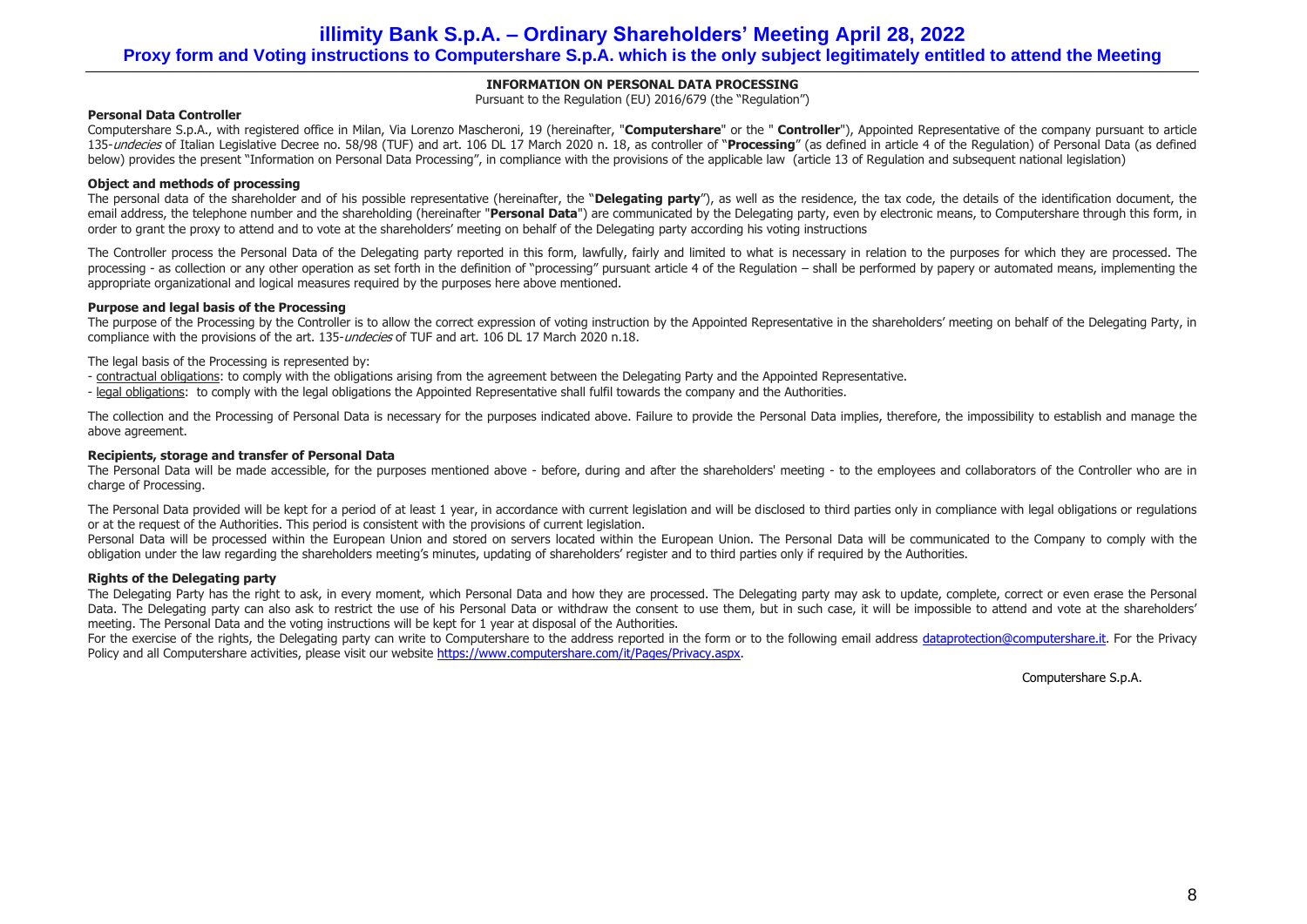# illimity Bank S.p.A. – Ordinary Shareholders' Meeting April 28, 2022

## Proxy form and Voting instructions to Computershare S.p.A. which is the only subject legitimately entitled to attend the Meeting

### INFORMATION ON PERSONAL DATA PROCESSING

Pursuant to the Regulation (EU) 2016/679 (the "Regulation")

**Personal Data Controller**

Computershare S.p.A., with registered office in Milan, Via Lorenzo Mascheroni, 19 (hereinafter, "**Computershare**" or the " **Controller**"), Appointed Representative of the company pursuant to article 135-*undecies* of Italian Legislative Decree no. 58/98 (TUF) and art. 106 DL 17 March 2020 n. 18, as controller of "**Processing**" (as defined in article 4 of the Regulation) of Personal Data (as defined below) provides the present "Information on Personal Data Processing", in compliance with the provisions of the applicable law (article 13 of Regulation and subsequent national legislation)

**Object and methods of processing**

The personal data of the shareholder and of his possible representative (hereinafter, the "**Delegating party**"), as well as the residence, the tax code, the details of the identification document, the email address, the telephone number and the shareholding (hereinafter "**Personal Data**") are communicated by the Delegating party, even by electronic means, to Computershare through this form, in order to grant the proxy to attend and to vote at the shareholders' meeting on behalf of the Delegating party according his voting instructions

The Controller process the Personal Data of the Delegating party reported in this form, lawfully, fairly and limited to what is necessary in relation to the purposes for which they are processed. The processing - as collection or any other operation as set forth in the definition of "processing" pursuant article 4 of the Regulation – shall be performed by papery or automated means, implementing the appropriate organizational and logical measures required by the purposes here above mentioned.

**Purpose and legal basis of the Processing**

The purpose of the Processing by the Controller is to allow the correct expression of voting instruction by the Appointed Representative in the shareholders' meeting on behalf of the Delegating Party, in compliance with the provisions of the art. 135-*undecies* of TUF and art. 106 DL 17 March 2020 n.18.

The legal basis of the Processing is represented by:

- contractual obligations: to comply with the obligations arising from the agreement between the Delegating Party and the Appointed Representative.
- legal obligations: to comply with the legal obligations the Appointed Representative shall fulfil towards the company and the Authorities.

The collection and the Processing of Personal Data is necessary for the purposes indicated above. Failure to provide the Personal Data implies, therefore, the impossibility to establish and manage the above agreement.

**Recipients, storage and transfer of Personal Data**

The Personal Data will be made accessible, for the purposes mentioned above - before, during and after the shareholders' meeting - to the employees and collaborators of the Controller who are in charge of Processing.

The Personal Data provided will be kept for a period of at least 1 year, in accordance with current legislation and will be disclosed to third parties only in compliance with legal obligations or regulations or at the request of the Authorities. This period is consistent with the provisions of current legislation.

Personal Data will be processed within the European Union and stored on servers located within the European Union. The Personal Data will be communicated to the Company to comply with the obligation under the law regarding the shareholders meeting's minutes, updating of shareholders' register and to third parties only if required by the Authorities.

**Rights of the Delegating party**

The Delegating Party has the right to ask, in every moment, which Personal Data and how they are processed. The Delegating party may ask to update, complete, correct or even erase the Personal Data. The Delegating party can also ask to restrict the use of his Personal Data or withdraw the consent to use them, but in such case, it will be impossible to attend and vote at the shareholders' meeting. The Personal Data and the voting instructions will be kept for 1 year at disposal of the Authorities.

For the exercise of the rights, the Delegating party can write to Computershare to the address reported in the form or to the following email address dataprotection@computershare.it. For the Privacy Policy and all Computershare activities, please visit our website https://www.computershare.com/it/Pages/Privacy.aspx.

Computershare S.p.A.